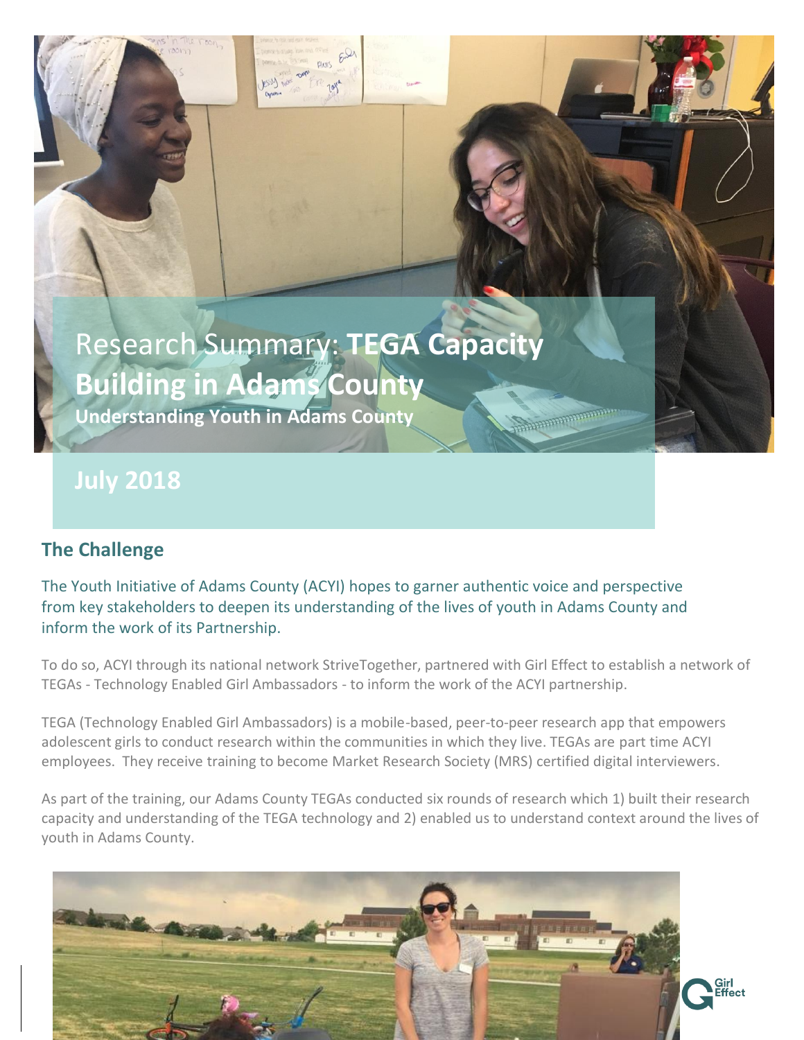# Research Summary: **TEGA Capacity Building in Adams County**

**Understanding Youth in Adams County**

## July 2018

## The Challenge

The Youth Initiative of Adams County (ACYI) hopes to garner authentic voice and perspective from key stakeholders to deepen its understanding of the lives of youth in Adams County and inform the work of its Partnership.

To do so, ACYI through its national network StriveTogether, partnered with Girl Effect to establish a network of TEGAs - Technology Enabled Girl Ambassadors - to inform the work of the ACYI partnership.

TEGA (Technology Enabled Girl Ambassadors) is a mobile-based, peer-to-peer research app that empowers adolescent girls to conduct research within the communities in which they live. TEGAs are part time ACYI employees. They receive training to become Market Research Society (MRS) certified digital interviewers.

As part of the training, our Adams County TEGAs conducted six rounds of research which 1) built their research capacity and understanding of the TEGA technology and 2) enabled us to understand context around the lives of youth in Adams County.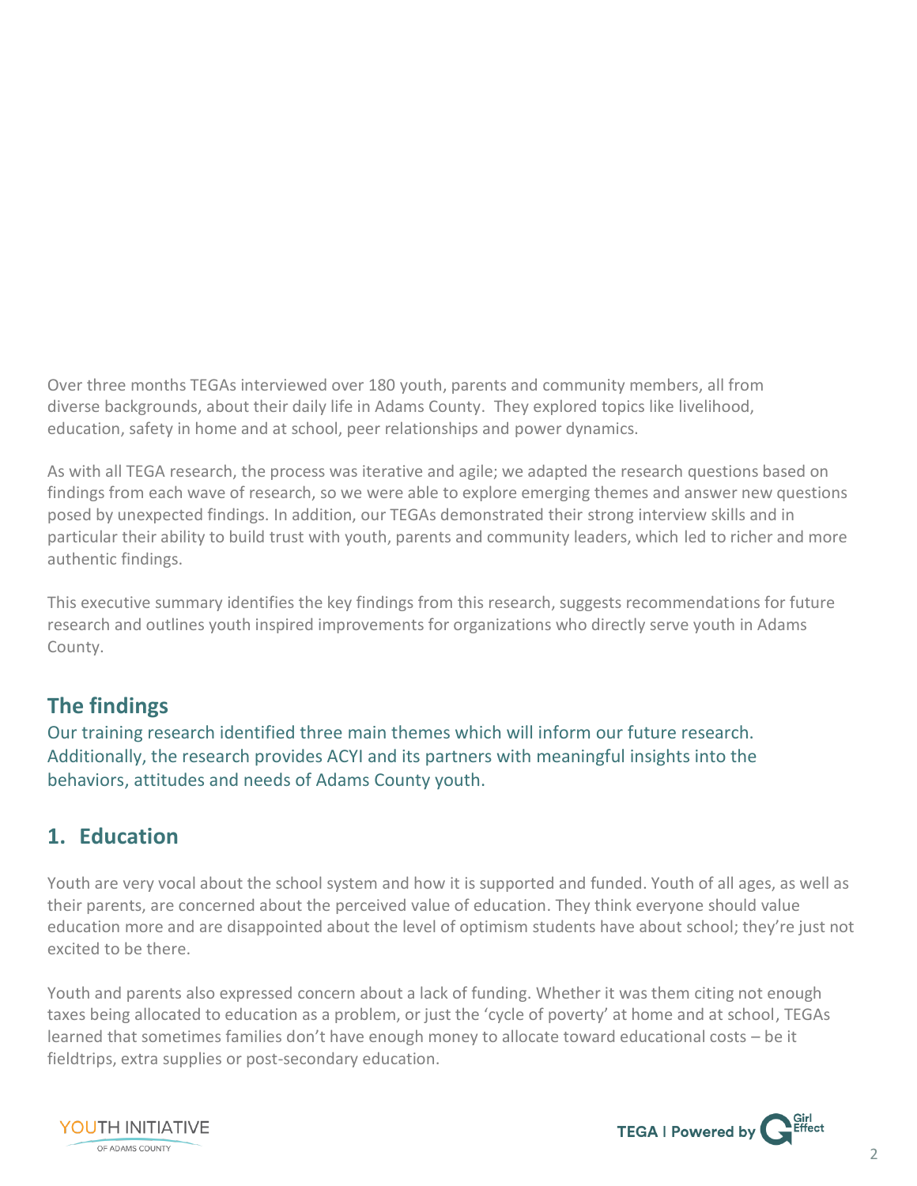Over three months TEGAs interviewed over 180 youth, parents and community members, all from diverse backgrounds, about their daily life in Adams County. They explored topics like livelihood, education, safety in home and at school, peer relationships and power dynamics.

As with all TEGA research, the process was iterative and agile; we adapted the research questions based on findings from each wave of research, so we were able to explore emerging themes and answer new questions posed by unexpected findings. In addition, our TEGAs demonstrated their strong interview skills and in particular their ability to build trust with youth, parents and community leaders, which led to richer and more authentic findings.

This executive summary identifies the key findings from this research, suggests recommendations for future research and outlines youth inspired improvements for organizations who directly serve youth in Adams County.

## The findings

Our training research identified three main themes which will inform our future research. Additionally, the research provides ACYI and its partners with meaningful insights into the behaviors, attitudes and needs of Adams County youth.

## 1. Education

Youth are very vocal about the school system and how it is supported and funded. Youth of all ages, as well as their parents, are concerned about the perceived value of education. They think everyone should value education more and are disappointed about the level of optimism students have about school; they're just not excited to be there.

Youth and parents also expressed concern about a lack of funding. Whether it was them citing not enough taxes being allocated to education as a problem, or just the 'cycle of poverty' at home and at school, TEGAs learned that sometimes families don't have enough money to allocate toward educational costs – be it fieldtrips, extra supplies or post-secondary education.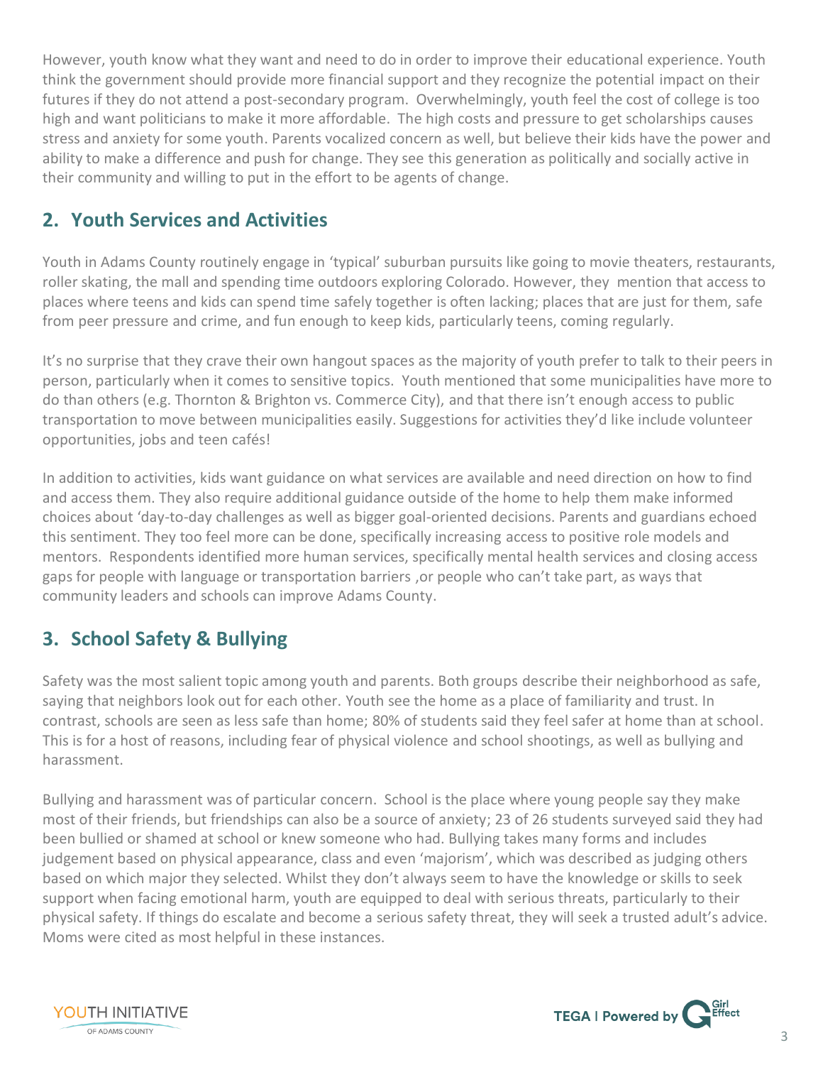However, youth know what they want and need to do in order to improve their educational experience. Youth think the government should provide more financial support and they recognize the potential impact on their futures if they do not attend a post-secondary program. Overwhelmingly, youth feel the cost of college is too high and want politicians to make it more affordable. The high costs and pressure to get scholarships causes stress and anxiety for some youth. Parents vocalized concern as well, but believe their kids have the power and ability to make a difference and push for change. They see this generation as politically and socially active in their community and willing to put in the effort to be agents of change.

## 2. Youth Services and Activities

Youth in Adams County routinely engage in 'typical' suburban pursuits like going to movie theaters, restaurants, roller skating, the mall and spending time outdoors exploring Colorado. However, they mention that access to places where teens and kids can spend time safely together is often lacking; places that are just for them, safe from peer pressure and crime, and fun enough to keep kids, particularly teens, coming regularly.

It's no surprise that they crave their own hangout spaces as the majority of youth prefer to talk to their peers in person, particularly when it comes to sensitive topics. Youth mentioned that some municipalities have more to do than others (e.g. Thornton & Brighton vs. Commerce City), and that there isn't enough access to public transportation to move between municipalities easily. Suggestions for activities they'd like include volunteer opportunities, jobs and teen cafés!

In addition to activities, kids want guidance on what services are available and need direction on how to find and access them. They also require additional guidance outside of the home to help them make informed choices about 'day-to-day challenges as well as bigger goal-oriented decisions. Parents and guardians echoed this sentiment. They too feel more can be done, specifically increasing access to positive role models and mentors. Respondents identified more human services, specifically mental health services and closing access gaps for people with language or transportation barriers ,or people who can't take part, as ways that community leaders and schools can improve Adams County.

## 3. School Safety & Bullying

Safety was the most salient topic among youth and parents. Both groups describe their neighborhood as safe, saying that neighbors look out for each other. Youth see the home as a place of familiarity and trust. In contrast, schools are seen as less safe than home; 80% of students said they feel safer at home than at school. This is for a host of reasons, including fear of physical violence and school shootings, as well as bullying and harassment.

Bullying and harassment was of particular concern. School is the place where young people say they make most of their friends, but friendships can also be a source of anxiety; 23 of 26 students surveyed said they had been bullied or shamed at school or knew someone who had. Bullying takes many forms and includes judgement based on physical appearance, class and even 'majorism', which was described as judging others based on which major they selected. Whilst they don't always seem to have the knowledge or skills to seek support when facing emotional harm, youth are equipped to deal with serious threats, particularly to their physical safety. If things do escalate and become a serious safety threat, they will seek a trusted adult's advice. Moms were cited as most helpful in these instances.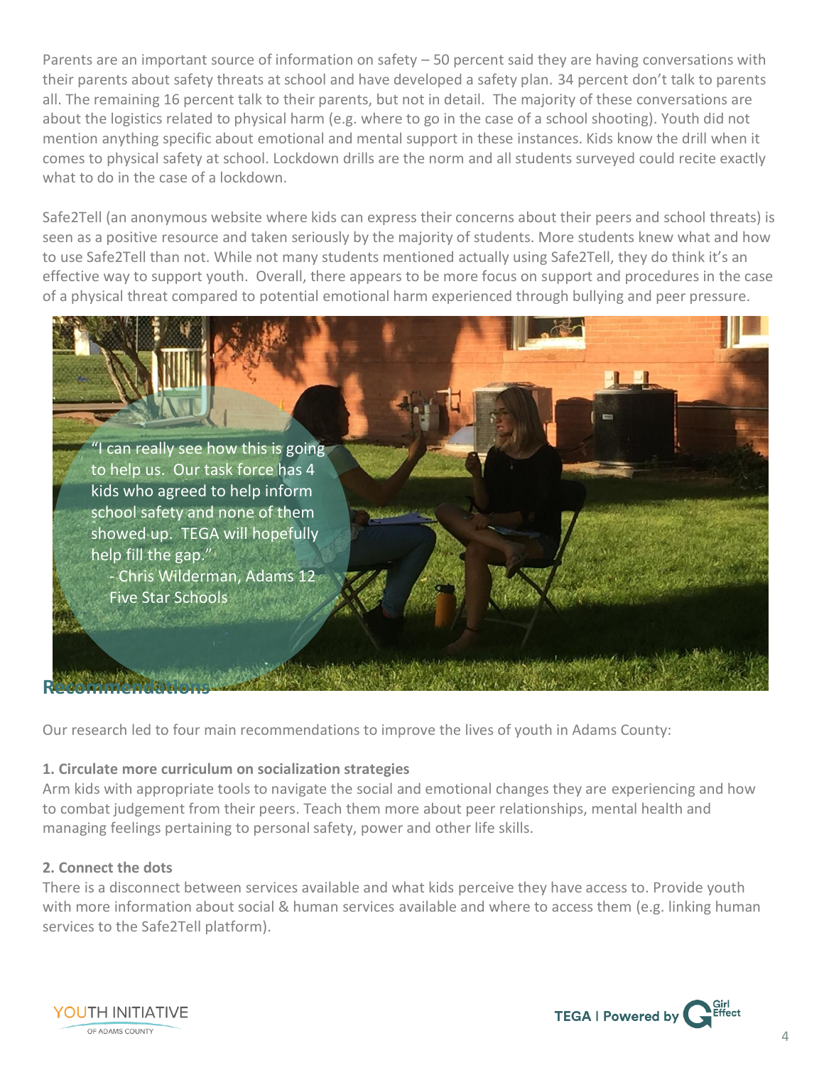Parents are an important source of information on safety – 50 percent said they are having conversations with their parents about safety threats at school and have developed a safety plan. 34 percent don't talk to parents all. The remaining 16 percent talk to their parents, but not in detail. The majority of these conversations are about the logistics related to physical harm (e.g. where to go in the case of a school shooting). Youth did not mention anything specific about emotional and mental support in these instances. Kids know the drill when it comes to physical safety at school. Lockdown drills are the norm and all students surveyed could recite exactly what to do in the case of a lockdown.

Safe2Tell (an anonymous website where kids can express their concerns about their peers and school threats) is seen as a positive resource and taken seriously by the majority of students. More students knew what and how to use Safe2Tell than not. While not many students mentioned actually using Safe2Tell, they do think it's an effective way to support youth. Overall, there appears to be more focus on support and procedures in the case of a physical threat compared to potential emotional harm experienced through bullying and peer pressure.

"I can really see how this is going to help us. Our task force has 4 kids who agreed to help inform school safety and none of them showed up. TEGA will hopefully help fill the gap."
- Chris Wilderman, Adams 12 Five Star Schools

## Recommendations

Our research led to four main recommendations to improve the lives of youth in Adams County:

**1. Circulate more curriculum on socialization strategies**
Arm kids with appropriate tools to navigate the social and emotional changes they are experiencing and how to combat judgement from their peers. Teach them more about peer relationships, mental health and managing feelings pertaining to personal safety, power and other life skills.

**2. Connect the dots**
There is a disconnect between services available and what kids perceive they have access to. Provide youth with more information about social & human services available and where to access them (e.g. linking human services to the Safe2Tell platform).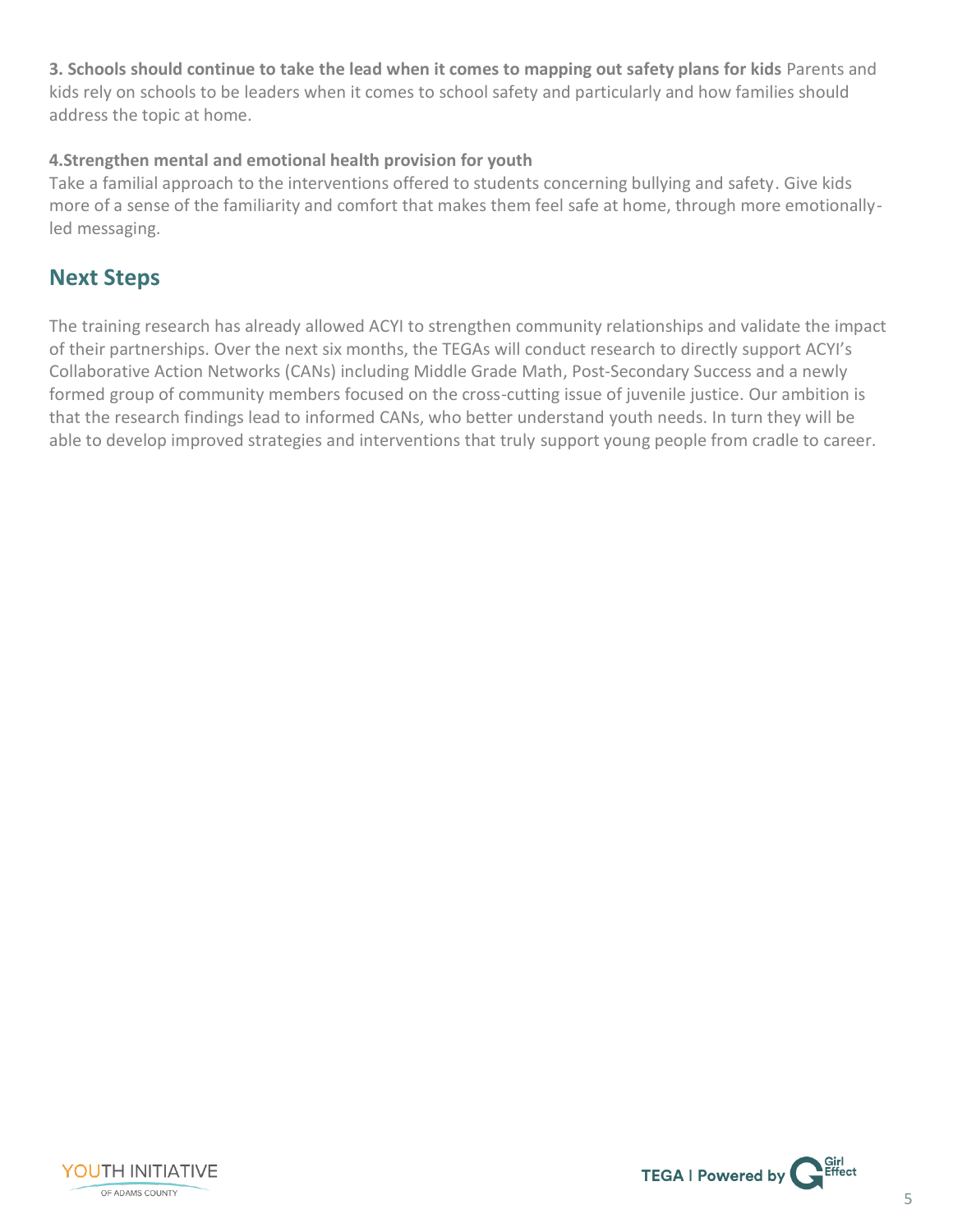**3. Schools should continue to take the lead when it comes to mapping out safety plans for kids** Parents and kids rely on schools to be leaders when it comes to school safety and particularly and how families should address the topic at home.

**4.Strengthen mental and emotional health provision for youth**

Take a familial approach to the interventions offered to students concerning bullying and safety. Give kids more of a sense of the familiarity and comfort that makes them feel safe at home, through more emotionally-led messaging.

## Next Steps

The training research has already allowed ACYI to strengthen community relationships and validate the impact of their partnerships. Over the next six months, the TEGAs will conduct research to directly support ACYI's Collaborative Action Networks (CANs) including Middle Grade Math, Post-Secondary Success and a newly formed group of community members focused on the cross-cutting issue of juvenile justice. Our ambition is that the research findings lead to informed CANs, who better understand youth needs. In turn they will be able to develop improved strategies and interventions that truly support young people from cradle to career.